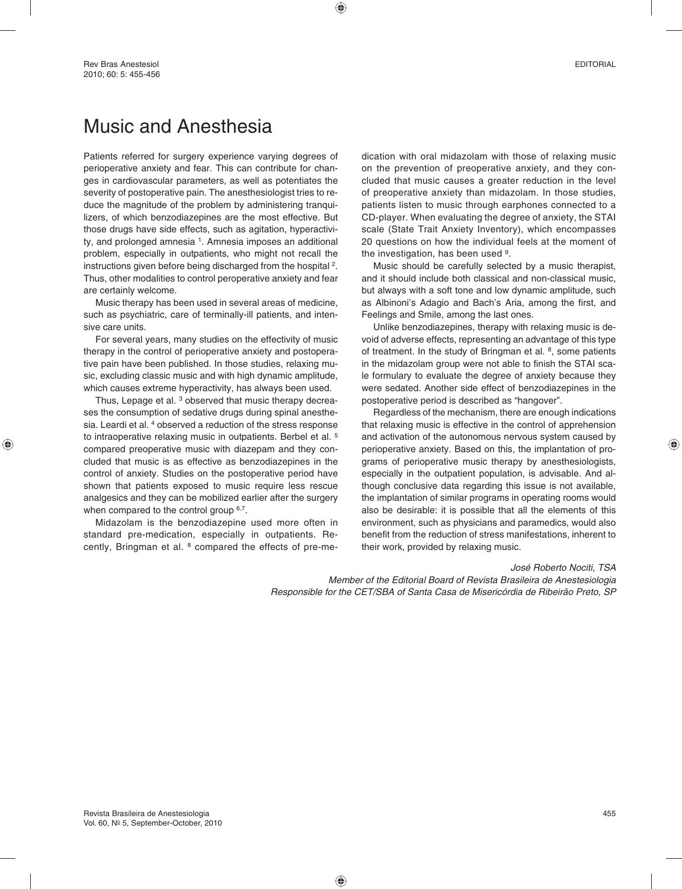EDITORIAL

# Music and Anesthesia

Patients referred for surgery experience varying degrees of perioperative anxiety and fear. This can contribute for changes in cardiovascular parameters, as well as potentiates the severity of postoperative pain. The anesthesiologist tries to reduce the magnitude of the problem by administering tranquilizers, of which benzodiazepines are the most effective. But those drugs have side effects, such as agitation, hyperactivity, and prolonged amnesia [1]. Amnesia imposes an additional problem, especially in outpatients, who might not recall the instructions given before being discharged from the hospital [2]. Thus, other modalities to control peroperative anxiety and fear are certainly welcome.

Music therapy has been used in several areas of medicine, such as psychiatric, care of terminally-ill patients, and intensive care units.

For several years, many studies on the effectivity of music therapy in the control of perioperative anxiety and postoperative pain have been published. In those studies, relaxing music, excluding classic music and with high dynamic amplitude, which causes extreme hyperactivity, has always been used.

Thus, Lepage et al. [3] observed that music therapy decreases the consumption of sedative drugs during spinal anesthesia. Leardi et al. [4] observed a reduction of the stress response to intraoperative relaxing music in outpatients. Berbel et al. [5] compared preoperative music with diazepam and they concluded that music is as effective as benzodiazepines in the control of anxiety. Studies on the postoperative period have shown that patients exposed to music require less rescue analgesics and they can be mobilized earlier after the surgery when compared to the control group [6,7].

Midazolam is the benzodiazepine used more often in standard pre-medication, especially in outpatients. Recently, Bringman et al. [8] compared the effects of pre-medication with oral midazolam with those of relaxing music on the prevention of preoperative anxiety, and they concluded that music causes a greater reduction in the level of preoperative anxiety than midazolam. In those studies, patients listen to music through earphones connected to a CD-player. When evaluating the degree of anxiety, the STAI scale (State Trait Anxiety Inventory), which encompasses 20 questions on how the individual feels at the moment of the investigation, has been used [9].

Music should be carefully selected by a music therapist, and it should include both classical and non-classical music, but always with a soft tone and low dynamic amplitude, such as Albinoni's Adagio and Bach's Aria, among the first, and Feelings and Smile, among the last ones.

Unlike benzodiazepines, therapy with relaxing music is devoid of adverse effects, representing an advantage of this type of treatment. In the study of Bringman et al. [8], some patients in the midazolam group were not able to finish the STAI scale formulary to evaluate the degree of anxiety because they were sedated. Another side effect of benzodiazepines in the postoperative period is described as "hangover".

Regardless of the mechanism, there are enough indications that relaxing music is effective in the control of apprehension and activation of the autonomous nervous system caused by perioperative anxiety. Based on this, the implantation of programs of perioperative music therapy by anesthesiologists, especially in the outpatient population, is advisable. And although conclusive data regarding this issue is not available, the implantation of similar programs in operating rooms would also be desirable: it is possible that all the elements of this environment, such as physicians and paramedics, would also benefit from the reduction of stress manifestations, inherent to their work, provided by relaxing music.

*José Roberto Nociti, TSA*
*Member of the Editorial Board of Revista Brasileira de Anestesiologia*
*Responsible for the CET/SBA of Santa Casa de Misericórdia de Ribeirão Preto, SP*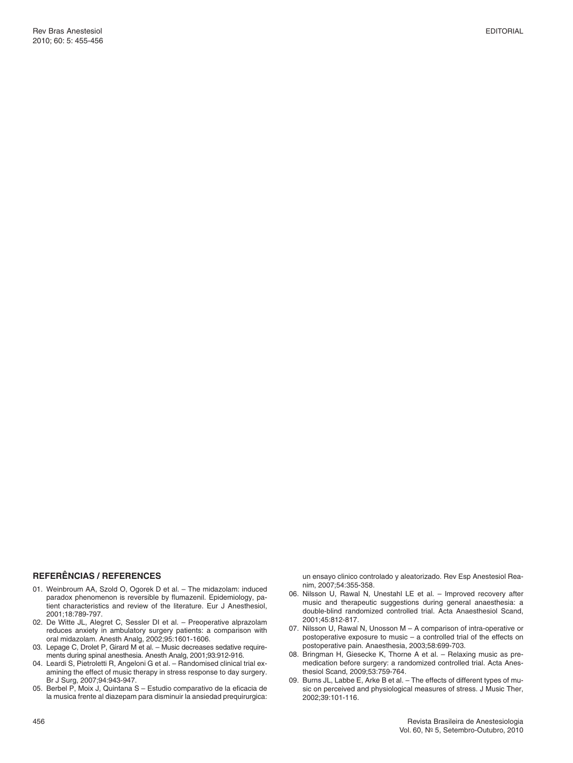## REFERÊNCIAS / REFERENCES

01. Weinbroum AA, Szold O, Ogorek D et al. – The midazolam: induced paradox phenomenon is reversible by flumazenil. Epidemiology, patient characteristics and review of the literature. Eur J Anesthesiol, 2001;18:789-797.
02. De Witte JL, Alegret C, Sessler DI et al. – Preoperative alprazolam reduces anxiety in ambulatory surgery patients: a comparison with oral midazolam. Anesth Analg, 2002;95:1601-1606.
03. Lepage C, Drolet P, Girard M et al. – Music decreases sedative requirements during spinal anesthesia. Anesth Analg, 2001;93:912-916.
04. Leardi S, Pietroletti R, Angeloni G et al. – Randomised clinical trial examining the effect of music therapy in stress response to day surgery. Br J Surg, 2007;94:943-947.
05. Berbel P, Moix J, Quintana S – Estudio comparativo de la eficacia de la musica frente al diazepam para disminuir la ansiedad prequirurgica: un ensayo clinico controlado y aleatorizado. Rev Esp Anestesiol Reanim, 2007;54:355-358.
06. Nilsson U, Rawal N, Unestahl LE et al. – Improved recovery after music and therapeutic suggestions during general anaesthesia: a double-blind randomized controlled trial. Acta Anaesthesiol Scand, 2001;45:812-817.
07. Nilsson U, Rawal N, Unosson M – A comparison of intra-operative or postoperative exposure to music – a controlled trial of the effects on postoperative pain. Anaesthesia, 2003;58:699-703.
08. Bringman H, Giesecke K, Thorne A et al. – Relaxing music as premedication before surgery: a randomized controlled trial. Acta Anesthesiol Scand, 2009;53:759-764.
09. Burns JL, Labbe E, Arke B et al. – The effects of different types of music on perceived and physiological measures of stress. J Music Ther, 2002;39:101-116.